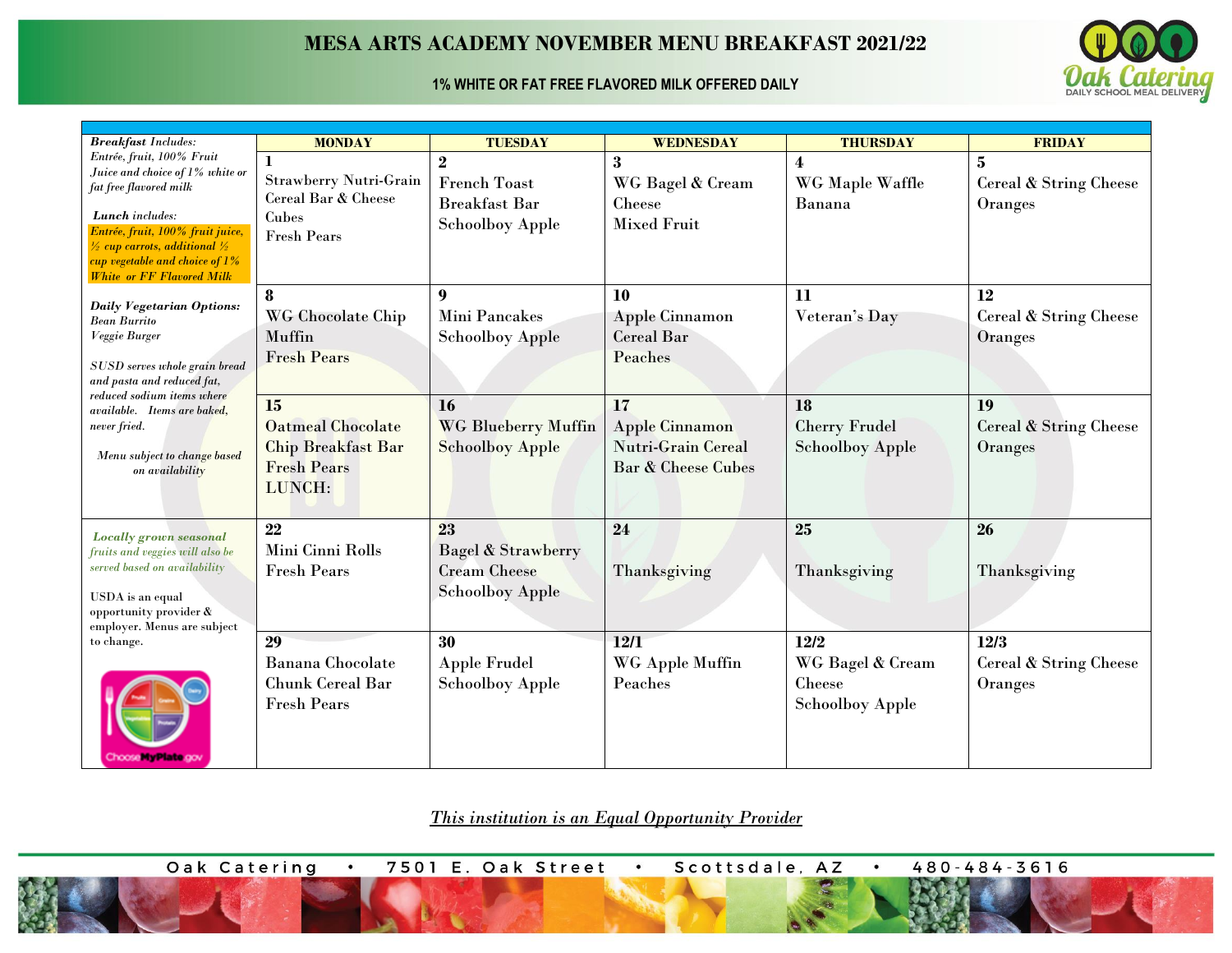# MESA ARTS ACADEMY NOVEMBER MENU BREAKFAST 2021/22

**1% WHITE OR FAT FREE FLAVORED MILK OFFERED DAILY**

Oak Catering
DAILY SCHOOL MEAL DELIVERY

| | MONDAY | TUESDAY | WEDNESDAY | THURSDAY | FRIDAY |
|---|---|---|---|---|---|
| ***Breakfast** Includes: Entrée, fruit, 100% Fruit Juice and choice of 1% white or fat free flavored milk* <br><br> ***Lunch** includes: Entrée, fruit, 100% fruit juice, ½ cup carrots, additional ½ cup vegetable and choice of 1% White or FF Flavored Milk* | **1** Strawberry Nutri-Grain Cereal Bar & Cheese Cubes Fresh Pears | **2** French Toast Breakfast Bar Schoolboy Apple | **3** WG Bagel & Cream Cheese Mixed Fruit | **4** WG Maple Waffle Banana | **5** Cereal & String Cheese Oranges |
| ***Daily Vegetarian Options:*** *Bean Burrito Veggie Burger* <br><br> *SUSD serves whole grain bread and pasta and reduced fat, reduced sodium items where available. Items are baked, never fried.* <br><br> *Menu subject to change based on availability* | **8** WG Chocolate Chip Muffin Fresh Pears | **9** Mini Pancakes Schoolboy Apple | **10** Apple Cinnamon Cereal Bar Peaches | **11** Veteran's Day | **12** Cereal & String Cheese Oranges |
| | **15** Oatmeal Chocolate Chip Breakfast Bar Fresh Pears LUNCH: | **16** WG Blueberry Muffin Schoolboy Apple | **17** Apple Cinnamon Nutri-Grain Cereal Bar & Cheese Cubes | **18** Cherry Frudel Schoolboy Apple | **19** Cereal & String Cheese Oranges |
| ***Locally grown seasonal** fruits and veggies will also be served based on availability* <br><br> USDA is an equal opportunity provider & employer. Menus are subject to change. | **22** Mini Cinni Rolls Fresh Pears | **23** Bagel & Strawberry Cream Cheese Schoolboy Apple | **24** Thanksgiving | **25** Thanksgiving | **26** Thanksgiving |
| ChooseMyPlate.gov | **29** Banana Chocolate Chunk Cereal Bar Fresh Pears | **30** Apple Frudel Schoolboy Apple | **12/1** WG Apple Muffin Peaches | **12/2** WG Bagel & Cream Cheese Schoolboy Apple | **12/3** Cereal & String Cheese Oranges |

*This institution is an Equal Opportunity Provider*

Oak Catering • 7501 E. Oak Street • Scottsdale, AZ • 480-484-3616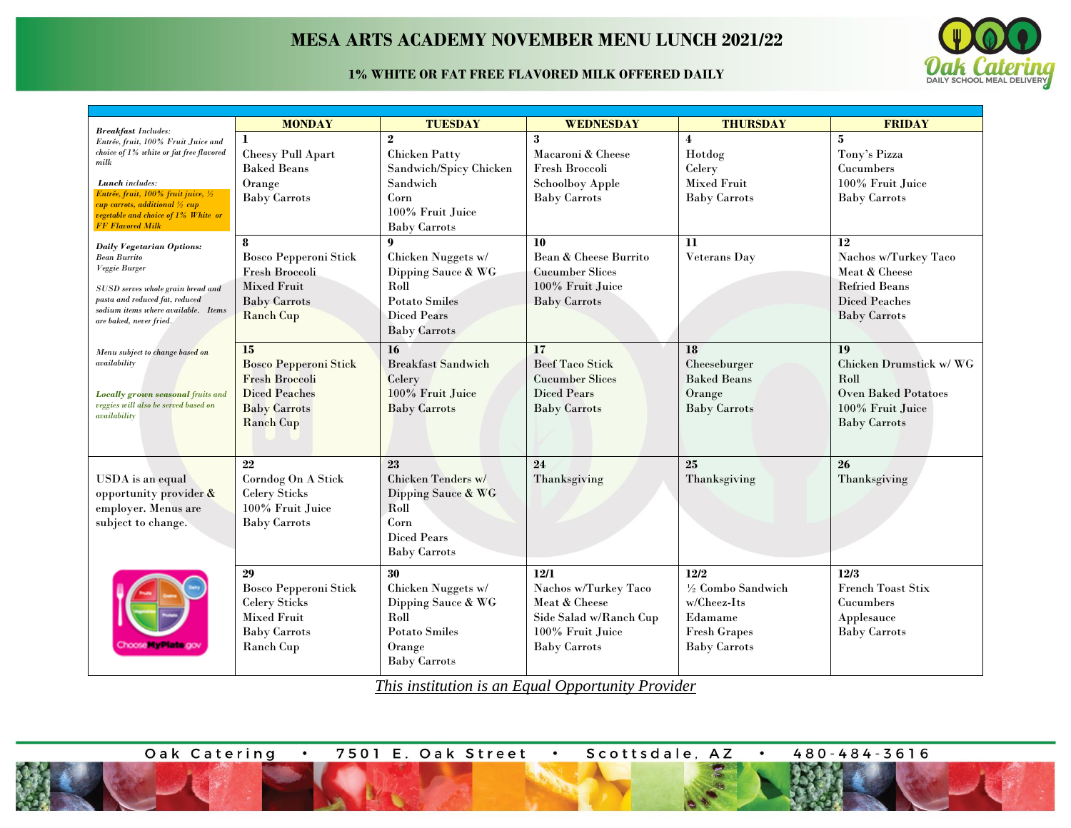# MESA ARTS ACADEMY NOVEMBER MENU LUNCH 2021/22

**1% WHITE OR FAT FREE FLAVORED MILK OFFERED DAILY**

Oak Catering
DAILY SCHOOL MEAL DELIVERY

| | MONDAY | TUESDAY | WEDNESDAY | THURSDAY | FRIDAY |
|---|---|---|---|---|---|
| ***Breakfast** Includes:* *Entrée, fruit, 100% Fruit Juice and choice of 1% white or fat free flavored milk*<br><br>***Lunch** includes:* *Entrée, fruit, 100% fruit juice, ½ cup carrots, additional ½ cup vegetable and choice of 1% White or FF Flavored Milk* | **1**<br>Cheesy Pull Apart<br>Baked Beans<br>Orange<br>Baby Carrots | **2**<br>Chicken Patty Sandwich/Spicy Chicken Sandwich<br>Corn<br>100% Fruit Juice<br>Baby Carrots | **3**<br>Macaroni & Cheese<br>Fresh Broccoli<br>Schoolboy Apple<br>Baby Carrots | **4**<br>Hotdog<br>Celery<br>Mixed Fruit<br>Baby Carrots | **5**<br>Tony's Pizza<br>Cucumbers<br>100% Fruit Juice<br>Baby Carrots |
| ***Daily Vegetarian Options:*** *Bean Burrito* *Veggie Burger*<br><br>*SUSD serves whole grain bread and pasta and reduced fat, reduced sodium items where available. Items are baked, never fried.* | **8**<br>Bosco Pepperoni Stick<br>Fresh Broccoli<br>Mixed Fruit<br>Baby Carrots<br>Ranch Cup | **9**<br>Chicken Nuggets w/ Dipping Sauce & WG Roll<br>Potato Smiles<br>Diced Pears<br>Baby Carrots | **10**<br>Bean & Cheese Burrito<br>Cucumber Slices<br>100% Fruit Juice<br>Baby Carrots | **11**<br>Veterans Day | **12**<br>Nachos w/Turkey Taco Meat & Cheese<br>Refried Beans<br>Diced Peaches<br>Baby Carrots |
| *Menu subject to change based on availability*<br><br>***Locally grown seasonal** fruits and veggies will also be served based on availability* | **15**<br>Bosco Pepperoni Stick<br>Fresh Broccoli<br>Diced Peaches<br>Baby Carrots<br>Ranch Cup | **16**<br>Breakfast Sandwich<br>Celery<br>100% Fruit Juice<br>Baby Carrots | **17**<br>Beef Taco Stick<br>Cucumber Slices<br>Diced Pears<br>Baby Carrots | **18**<br>Cheeseburger<br>Baked Beans<br>Orange<br>Baby Carrots | **19**<br>Chicken Drumstick w/ WG Roll<br>Oven Baked Potatoes<br>100% Fruit Juice<br>Baby Carrots |
| USDA is an equal opportunity provider & employer. Menus are subject to change. | **22**<br>Corndog On A Stick<br>Celery Sticks<br>100% Fruit Juice<br>Baby Carrots | **23**<br>Chicken Tenders w/ Dipping Sauce & WG Roll<br>Corn<br>Diced Pears<br>Baby Carrots | **24**<br>Thanksgiving | **25**<br>Thanksgiving | **26**<br>Thanksgiving |
| ChooseMyPlate.gov | **29**<br>Bosco Pepperoni Stick<br>Celery Sticks<br>Mixed Fruit<br>Baby Carrots<br>Ranch Cup | **30**<br>Chicken Nuggets w/ Dipping Sauce & WG Roll<br>Potato Smiles<br>Orange<br>Baby Carrots | **12/1**<br>Nachos w/Turkey Taco Meat & Cheese<br>Side Salad w/Ranch Cup<br>100% Fruit Juice<br>Baby Carrots | **12/2**<br>½ Combo Sandwich w/Cheez-Its<br>Edamame<br>Fresh Grapes<br>Baby Carrots | **12/3**<br>French Toast Stix<br>Cucumbers<br>Applesauce<br>Baby Carrots |

*This institution is an Equal Opportunity Provider*

Oak Catering • 7501 E. Oak Street • Scottsdale, AZ • 480-484-3616